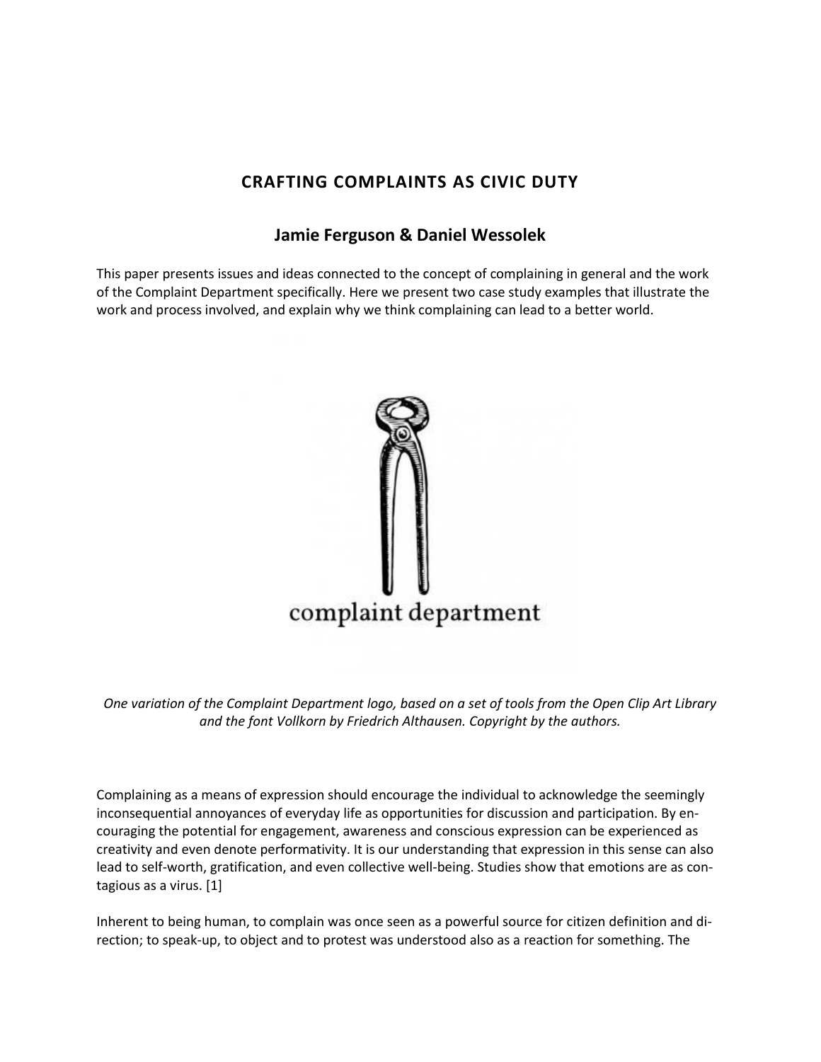# CRAFTING COMPLAINTS AS CIVIC DUTY

## Jamie Ferguson & Daniel Wessolek

This paper presents issues and ideas connected to the concept of complaining in general and the work of the Complaint Department specifically. Here we present two case study examples that illustrate the work and process involved, and explain why we think complaining can lead to a better world.

*One variation of the Complaint Department logo, based on a set of tools from the Open Clip Art Library and the font Vollkorn by Friedrich Althausen. Copyright by the authors.*

Complaining as a means of expression should encourage the individual to acknowledge the seemingly inconsequential annoyances of everyday life as opportunities for discussion and participation. By encouraging the potential for engagement, awareness and conscious expression can be experienced as creativity and even denote performativity. It is our understanding that expression in this sense can also lead to self-worth, gratification, and even collective well-being. Studies show that emotions are as contagious as a virus. [1]

Inherent to being human, to complain was once seen as a powerful source for citizen definition and direction; to speak-up, to object and to protest was understood also as a reaction for something. The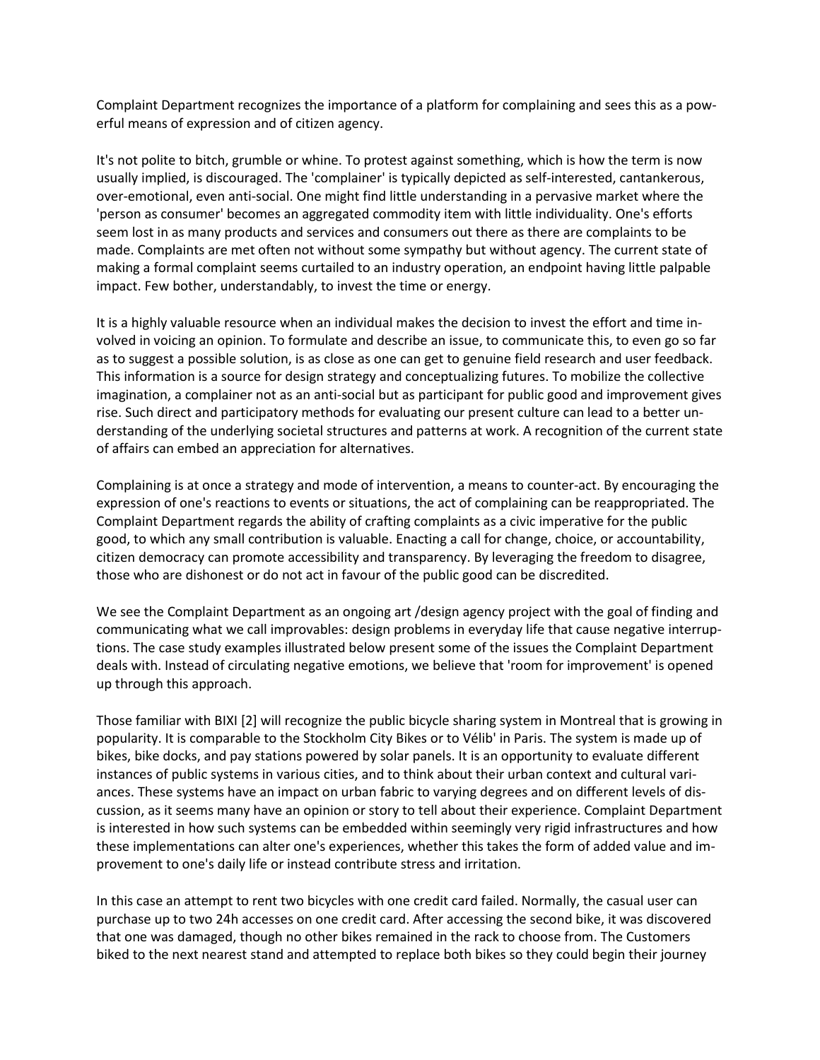Complaint Department recognizes the importance of a platform for complaining and sees this as a powerful means of expression and of citizen agency.

It's not polite to bitch, grumble or whine. To protest against something, which is how the term is now usually implied, is discouraged. The 'complainer' is typically depicted as self-interested, cantankerous, over-emotional, even anti-social. One might find little understanding in a pervasive market where the 'person as consumer' becomes an aggregated commodity item with little individuality. One's efforts seem lost in as many products and services and consumers out there as there are complaints to be made. Complaints are met often not without some sympathy but without agency. The current state of making a formal complaint seems curtailed to an industry operation, an endpoint having little palpable impact. Few bother, understandably, to invest the time or energy.

It is a highly valuable resource when an individual makes the decision to invest the effort and time involved in voicing an opinion. To formulate and describe an issue, to communicate this, to even go so far as to suggest a possible solution, is as close as one can get to genuine field research and user feedback. This information is a source for design strategy and conceptualizing futures. To mobilize the collective imagination, a complainer not as an anti-social but as participant for public good and improvement gives rise. Such direct and participatory methods for evaluating our present culture can lead to a better understanding of the underlying societal structures and patterns at work. A recognition of the current state of affairs can embed an appreciation for alternatives.

Complaining is at once a strategy and mode of intervention, a means to counter-act. By encouraging the expression of one's reactions to events or situations, the act of complaining can be reappropriated. The Complaint Department regards the ability of crafting complaints as a civic imperative for the public good, to which any small contribution is valuable. Enacting a call for change, choice, or accountability, citizen democracy can promote accessibility and transparency. By leveraging the freedom to disagree, those who are dishonest or do not act in favour of the public good can be discredited.

We see the Complaint Department as an ongoing art /design agency project with the goal of finding and communicating what we call improvables: design problems in everyday life that cause negative interruptions. The case study examples illustrated below present some of the issues the Complaint Department deals with. Instead of circulating negative emotions, we believe that 'room for improvement' is opened up through this approach.

Those familiar with BIXI [2] will recognize the public bicycle sharing system in Montreal that is growing in popularity. It is comparable to the Stockholm City Bikes or to Vélib' in Paris. The system is made up of bikes, bike docks, and pay stations powered by solar panels. It is an opportunity to evaluate different instances of public systems in various cities, and to think about their urban context and cultural variances. These systems have an impact on urban fabric to varying degrees and on different levels of discussion, as it seems many have an opinion or story to tell about their experience. Complaint Department is interested in how such systems can be embedded within seemingly very rigid infrastructures and how these implementations can alter one's experiences, whether this takes the form of added value and improvement to one's daily life or instead contribute stress and irritation.

In this case an attempt to rent two bicycles with one credit card failed. Normally, the casual user can purchase up to two 24h accesses on one credit card. After accessing the second bike, it was discovered that one was damaged, though no other bikes remained in the rack to choose from. The Customers biked to the next nearest stand and attempted to replace both bikes so they could begin their journey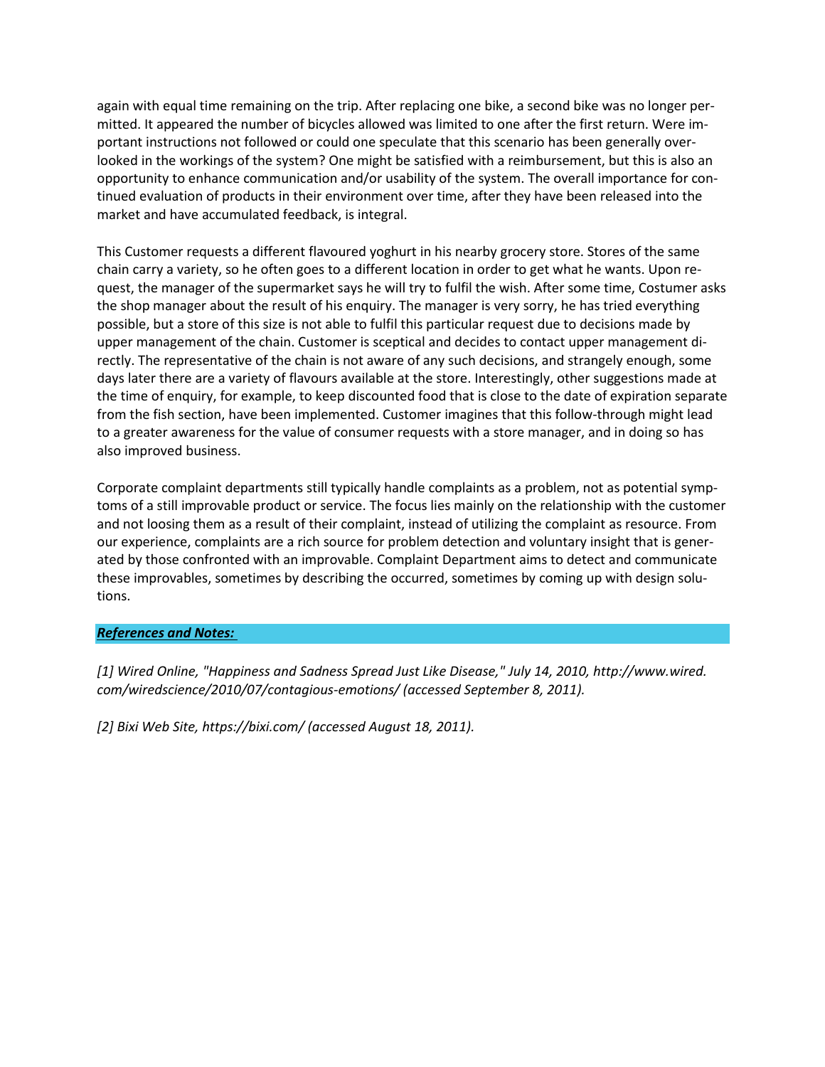again with equal time remaining on the trip. After replacing one bike, a second bike was no longer permitted. It appeared the number of bicycles allowed was limited to one after the first return. Were important instructions not followed or could one speculate that this scenario has been generally overlooked in the workings of the system? One might be satisfied with a reimbursement, but this is also an opportunity to enhance communication and/or usability of the system. The overall importance for continued evaluation of products in their environment over time, after they have been released into the market and have accumulated feedback, is integral.

This Customer requests a different flavoured yoghurt in his nearby grocery store. Stores of the same chain carry a variety, so he often goes to a different location in order to get what he wants. Upon request, the manager of the supermarket says he will try to fulfil the wish. After some time, Costumer asks the shop manager about the result of his enquiry. The manager is very sorry, he has tried everything possible, but a store of this size is not able to fulfil this particular request due to decisions made by upper management of the chain. Customer is sceptical and decides to contact upper management directly. The representative of the chain is not aware of any such decisions, and strangely enough, some days later there are a variety of flavours available at the store. Interestingly, other suggestions made at the time of enquiry, for example, to keep discounted food that is close to the date of expiration separate from the fish section, have been implemented. Customer imagines that this follow-through might lead to a greater awareness for the value of consumer requests with a store manager, and in doing so has also improved business.

Corporate complaint departments still typically handle complaints as a problem, not as potential symptoms of a still improvable product or service. The focus lies mainly on the relationship with the customer and not loosing them as a result of their complaint, instead of utilizing the complaint as resource. From our experience, complaints are a rich source for problem detection and voluntary insight that is generated by those confronted with an improvable. Complaint Department aims to detect and communicate these improvables, sometimes by describing the occurred, sometimes by coming up with design solutions.

***References and Notes:***

*[1] Wired Online, "Happiness and Sadness Spread Just Like Disease," July 14, 2010, http://www.wired.com/wiredscience/2010/07/contagious-emotions/ (accessed September 8, 2011).*

*[2] Bixi Web Site, https://bixi.com/ (accessed August 18, 2011).*